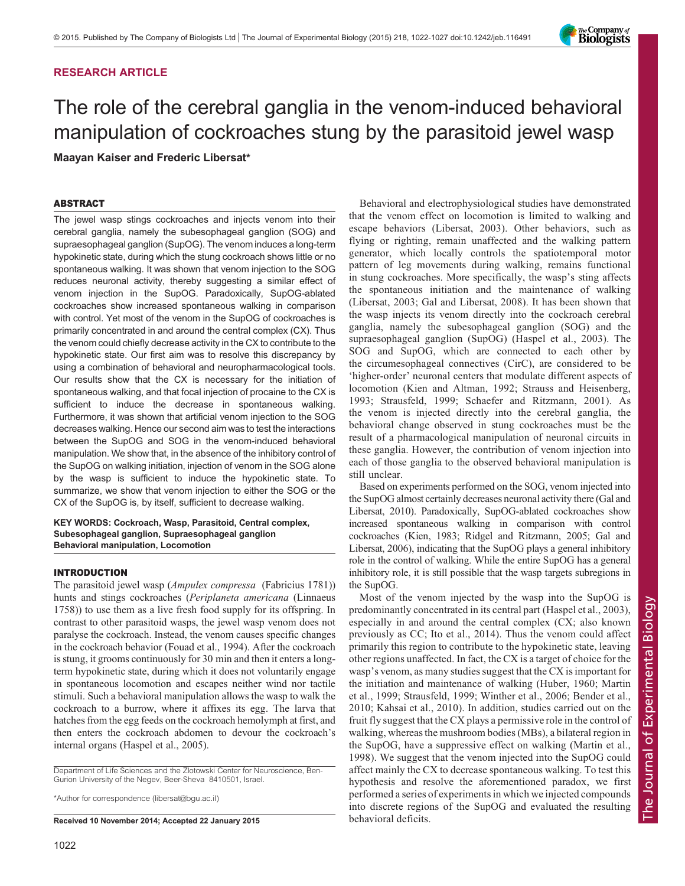**RESEARCH ARTICLE**

# The role of the cerebral ganglia in the venom-induced behavioral manipulation of cockroaches stung by the parasitoid jewel wasp

**Maayan Kaiser and Frederic Libersat***

## ABSTRACT

The jewel wasp stings cockroaches and injects venom into their cerebral ganglia, namely the subesophageal ganglion (SOG) and supraesophageal ganglion (SupOG). The venom induces a long-term hypokinetic state, during which the stung cockroach shows little or no spontaneous walking. It was shown that venom injection to the SOG reduces neuronal activity, thereby suggesting a similar effect of venom injection in the SupOG. Paradoxically, SupOG-ablated cockroaches show increased spontaneous walking in comparison with control. Yet most of the venom in the SupOG of cockroaches is primarily concentrated in and around the central complex (CX). Thus the venom could chiefly decrease activity in the CX to contribute to the hypokinetic state. Our first aim was to resolve this discrepancy by using a combination of behavioral and neuropharmacological tools. Our results show that the CX is necessary for the initiation of spontaneous walking, and that focal injection of procaine to the CX is sufficient to induce the decrease in spontaneous walking. Furthermore, it was shown that artificial venom injection to the SOG decreases walking. Hence our second aim was to test the interactions between the SupOG and SOG in the venom-induced behavioral manipulation. We show that, in the absence of the inhibitory control of the SupOG on walking initiation, injection of venom in the SOG alone by the wasp is sufficient to induce the hypokinetic state. To summarize, we show that venom injection to either the SOG or the CX of the SupOG is, by itself, sufficient to decrease walking.

**KEY WORDS: Cockroach, Wasp, Parasitoid, Central complex, Subesophageal ganglion, Supraesophageal ganglion Behavioral manipulation, Locomotion**

## INTRODUCTION

The parasitoid jewel wasp (*Ampulex compressa* (Fabricius 1781)) hunts and stings cockroaches (*Periplaneta americana* (Linnaeus 1758)) to use them as a live fresh food supply for its offspring. In contrast to other parasitoid wasps, the jewel wasp venom does not paralyse the cockroach. Instead, the venom causes specific changes in the cockroach behavior (Fouad et al., 1994). After the cockroach is stung, it grooms continuously for 30 min and then it enters a long-term hypokinetic state, during which it does not voluntarily engage in spontaneous locomotion and escapes neither wind nor tactile stimuli. Such a behavioral manipulation allows the wasp to walk the cockroach to a burrow, where it affixes its egg. The larva that hatches from the egg feeds on the cockroach hemolymph at first, and then enters the cockroach abdomen to devour the cockroach's internal organs (Haspel et al., 2005).

Department of Life Sciences and the Zlotowski Center for Neuroscience, Ben-Gurion University of the Negev, Beer-Sheva 8410501, Israel.

*Author for correspondence (libersat@bgu.ac.il)

**Received 10 November 2014; Accepted 22 January 2015**

Behavioral and electrophysiological studies have demonstrated that the venom effect on locomotion is limited to walking and escape behaviors (Libersat, 2003). Other behaviors, such as flying or righting, remain unaffected and the walking pattern generator, which locally controls the spatiotemporal motor pattern of leg movements during walking, remains functional in stung cockroaches. More specifically, the wasp's sting affects the spontaneous initiation and the maintenance of walking (Libersat, 2003; Gal and Libersat, 2008). It has been shown that the wasp injects its venom directly into the cockroach cerebral ganglia, namely the subesophageal ganglion (SOG) and the supraesophageal ganglion (SupOG) (Haspel et al., 2003). The SOG and SupOG, which are connected to each other by the circumesophageal connectives (CirC), are considered to be 'higher-order' neuronal centers that modulate different aspects of locomotion (Kien and Altman, 1992; Strauss and Heisenberg, 1993; Strausfeld, 1999; Schaefer and Ritzmann, 2001). As the venom is injected directly into the cerebral ganglia, the behavioral change observed in stung cockroaches must be the result of a pharmacological manipulation of neuronal circuits in these ganglia. However, the contribution of venom injection into each of those ganglia to the observed behavioral manipulation is still unclear.

Based on experiments performed on the SOG, venom injected into the SupOG almost certainly decreases neuronal activity there (Gal and Libersat, 2010). Paradoxically, SupOG-ablated cockroaches show increased spontaneous walking in comparison with control cockroaches (Kien, 1983; Ridgel and Ritzmann, 2005; Gal and Libersat, 2006), indicating that the SupOG plays a general inhibitory role in the control of walking. While the entire SupOG has a general inhibitory role, it is still possible that the wasp targets subregions in the SupOG.

Most of the venom injected by the wasp into the SupOG is predominantly concentrated in its central part (Haspel et al., 2003), especially in and around the central complex (CX; also known previously as CC; Ito et al., 2014). Thus the venom could affect primarily this region to contribute to the hypokinetic state, leaving other regions unaffected. In fact, the CX is a target of choice for the wasp's venom, as many studies suggest that the CX is important for the initiation and maintenance of walking (Huber, 1960; Martin et al., 1999; Strausfeld, 1999; Winther et al., 2006; Bender et al., 2010; Kahsai et al., 2010). In addition, studies carried out on the fruit fly suggest that the CX plays a permissive role in the control of walking, whereas the mushroom bodies (MBs), a bilateral region in the SupOG, have a suppressive effect on walking (Martin et al., 1998). We suggest that the venom injected into the SupOG could affect mainly the CX to decrease spontaneous walking. To test this hypothesis and resolve the aforementioned paradox, we first performed a series of experiments in which we injected compounds into discrete regions of the SupOG and evaluated the resulting behavioral deficits.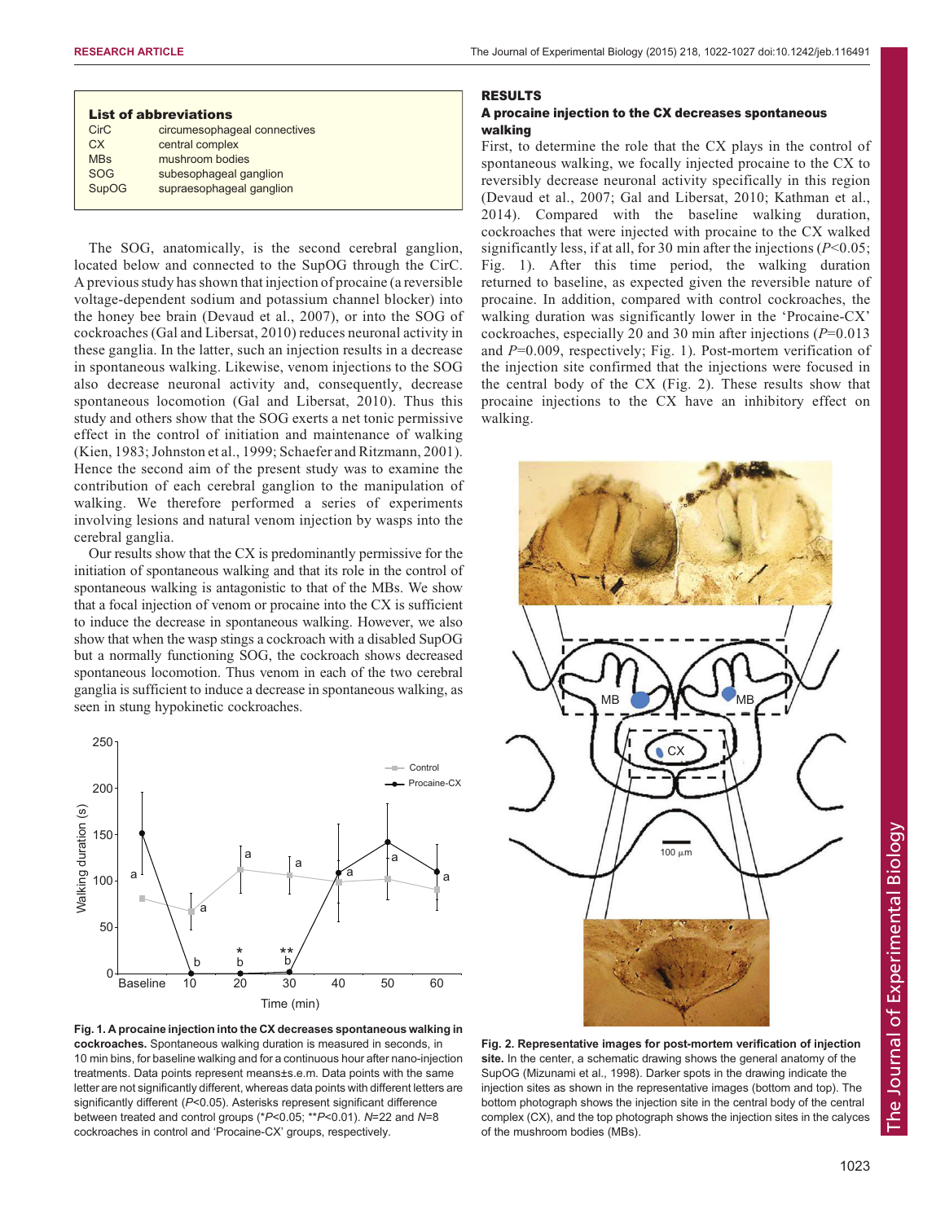| List of abbreviations | |
|---|---|
| CirC | circumesophageal connectives |
| CX | central complex |
| MBs | mushroom bodies |
| SOG | subesophageal ganglion |
| SupOG | supraesophageal ganglion |

The SOG, anatomically, is the second cerebral ganglion, located below and connected to the SupOG through the CirC. A previous study has shown that injection of procaine (a reversible voltage-dependent sodium and potassium channel blocker) into the honey bee brain (Devaud et al., 2007), or into the SOG of cockroaches (Gal and Libersat, 2010) reduces neuronal activity in these ganglia. In the latter, such an injection results in a decrease in spontaneous walking. Likewise, venom injections to the SOG also decrease neuronal activity and, consequently, decrease spontaneous locomotion (Gal and Libersat, 2010). Thus this study and others show that the SOG exerts a net tonic permissive effect in the control of initiation and maintenance of walking (Kien, 1983; Johnston et al., 1999; Schaefer and Ritzmann, 2001). Hence the second aim of the present study was to examine the contribution of each cerebral ganglion to the manipulation of walking. We therefore performed a series of experiments involving lesions and natural venom injection by wasps into the cerebral ganglia.

Our results show that the CX is predominantly permissive for the initiation of spontaneous walking and that its role in the control of spontaneous walking is antagonistic to that of the MBs. We show that a focal injection of venom or procaine into the CX is sufficient to induce the decrease in spontaneous walking. However, we also show that when the wasp stings a cockroach with a disabled SupOG but a normally functioning SOG, the cockroach shows decreased spontaneous locomotion. Thus venom in each of the two cerebral ganglia is sufficient to induce a decrease in spontaneous walking, as seen in stung hypokinetic cockroaches.

**Fig. 1. A procaine injection into the CX decreases spontaneous walking in cockroaches.** Spontaneous walking duration is measured in seconds, in 10 min bins, for baseline walking and for a continuous hour after nano-injection treatments. Data points represent means±s.e.m. Data points with the same letter are not significantly different, whereas data points with different letters are significantly different ($P<0.05$). Asterisks represent significant difference between treated and control groups (*$P<0.05$; **$P<0.01$). $N=22$ and $N=8$ cockroaches in control and 'Procaine-CX' groups, respectively.

## RESULTS

### A procaine injection to the CX decreases spontaneous walking

First, to determine the role that the CX plays in the control of spontaneous walking, we focally injected procaine to the CX to reversibly decrease neuronal activity specifically in this region (Devaud et al., 2007; Gal and Libersat, 2010; Kathman et al., 2014). Compared with the baseline walking duration, cockroaches that were injected with procaine to the CX walked significantly less, if at all, for 30 min after the injections ($P<0.05$; Fig. 1). After this time period, the walking duration returned to baseline, as expected given the reversible nature of procaine. In addition, compared with control cockroaches, the walking duration was significantly lower in the 'Procaine-CX' cockroaches, especially 20 and 30 min after injections ($P=0.013$ and $P=0.009$, respectively; Fig. 1). Post-mortem verification of the injection site confirmed that the injections were focused in the central body of the CX (Fig. 2). These results show that procaine injections to the CX have an inhibitory effect on walking.

**Fig. 2. Representative images for post-mortem verification of injection site.** In the center, a schematic drawing shows the general anatomy of the SupOG (Mizunami et al., 1998). Darker spots in the drawing indicate the injection sites as shown in the representative images (bottom and top). The bottom photograph shows the injection site in the central body of the central complex (CX), and the top photograph shows the injection sites in the calyces of the mushroom bodies (MBs).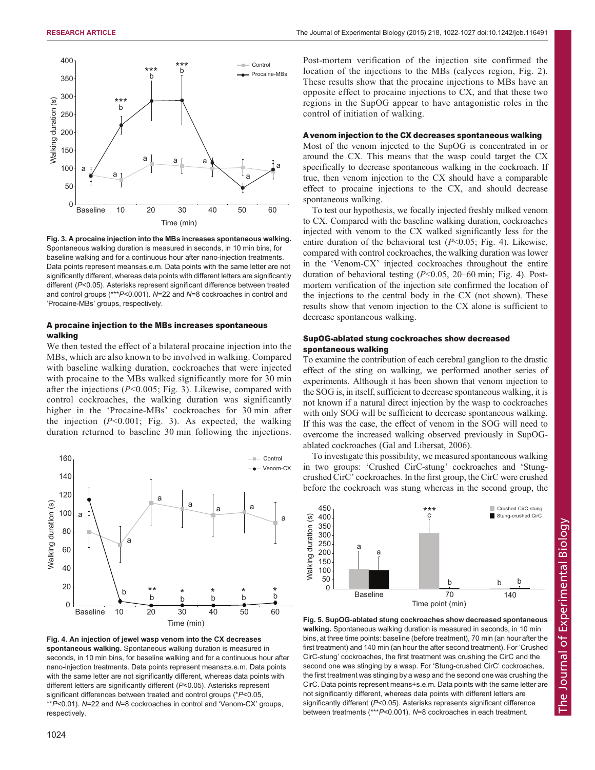Fig. 3. A procaine injection into the MBs increases spontaneous walking. Spontaneous walking duration is measured in seconds, in 10 min bins, for baseline walking and for a continuous hour after nano-injection treatments. Data points represent means±s.e.m. Data points with the same letter are not significantly different, whereas data points with different letters are significantly different ($P$<0.05). Asterisks represent significant difference between treated and control groups (***$P$<0.001). $N$=22 and $N$=8 cockroaches in control and 'Procaine-MBs' groups, respectively.

### A procaine injection to the MBs increases spontaneous walking

We then tested the effect of a bilateral procaine injection into the MBs, which are also known to be involved in walking. Compared with baseline walking duration, cockroaches that were injected with procaine to the MBs walked significantly more for 30 min after the injections ($P$<0.005; Fig. 3). Likewise, compared with control cockroaches, the walking duration was significantly higher in the 'Procaine-MBs' cockroaches for 30 min after the injection ($P$<0.001; Fig. 3). As expected, the walking duration returned to baseline 30 min following the injections.

Fig. 4. An injection of jewel wasp venom into the CX decreases spontaneous walking. Spontaneous walking duration is measured in seconds, in 10 min bins, for baseline walking and for a continuous hour after nano-injection treatments. Data points represent means±s.e.m. Data points with the same letter are not significantly different, whereas data points with different letters are significantly different ($P$<0.05). Asterisks represent significant differences between treated and control groups (*$P$<0.05, **$P$<0.01). $N$=22 and $N$=8 cockroaches in control and 'Venom-CX' groups, respectively.

Post-mortem verification of the injection site confirmed the location of the injections to the MBs (calyces region, Fig. 2). These results show that the procaine injections to MBs have an opposite effect to procaine injections to CX, and that these two regions in the SupOG appear to have antagonistic roles in the control of initiation of walking.

### A venom injection to the CX decreases spontaneous walking

Most of the venom injected to the SupOG is concentrated in or around the CX. This means that the wasp could target the CX specifically to decrease spontaneous walking in the cockroach. If true, then venom injection to the CX should have a comparable effect to procaine injections to the CX, and should decrease spontaneous walking.

To test our hypothesis, we focally injected freshly milked venom to CX. Compared with the baseline walking duration, cockroaches injected with venom to the CX walked significantly less for the entire duration of the behavioral test ($P$<0.05; Fig. 4). Likewise, compared with control cockroaches, the walking duration was lower in the 'Venom-CX' injected cockroaches throughout the entire duration of behavioral testing ($P$<0.05, 20–60 min; Fig. 4). Post-mortem verification of the injection site confirmed the location of the injections to the central body in the CX (not shown). These results show that venom injection to the CX alone is sufficient to decrease spontaneous walking.

### SupOG-ablated stung cockroaches show decreased spontaneous walking

To examine the contribution of each cerebral ganglion to the drastic effect of the sting on walking, we performed another series of experiments. Although it has been shown that venom injection to the SOG is, in itself, sufficient to decrease spontaneous walking, it is not known if a natural direct injection by the wasp to cockroaches with only SOG will be sufficient to decrease spontaneous walking. If this was the case, the effect of venom in the SOG will need to overcome the increased walking observed previously in SupOG-ablated cockroaches (Gal and Libersat, 2006).

To investigate this possibility, we measured spontaneous walking in two groups: 'Crushed CirC-stung' cockroaches and 'Stung-crushed CirC' cockroaches. In the first group, the CirC were crushed before the cockroach was stung whereas in the second group, the

Fig. 5. SupOG-ablated stung cockroaches show decreased spontaneous walking. Spontaneous walking duration is measured in seconds, in 10 min bins, at three time points: baseline (before treatment), 70 min (an hour after the first treatment) and 140 min (an hour the after second treatment). For 'Crushed CirC-stung' cockroaches, the first treatment was crushing the CirC and the second one was stinging by a wasp. For 'Stung-crushed CirC' cockroaches, the first treatment was stinging by a wasp and the second one was crushing the CirC. Data points represent means+s.e.m. Data points with the same letter are not significantly different, whereas data points with different letters are significantly different ($P$<0.05). Asterisks represents significant difference between treatments (***$P$<0.001). $N$=8 cockroaches in each treatment.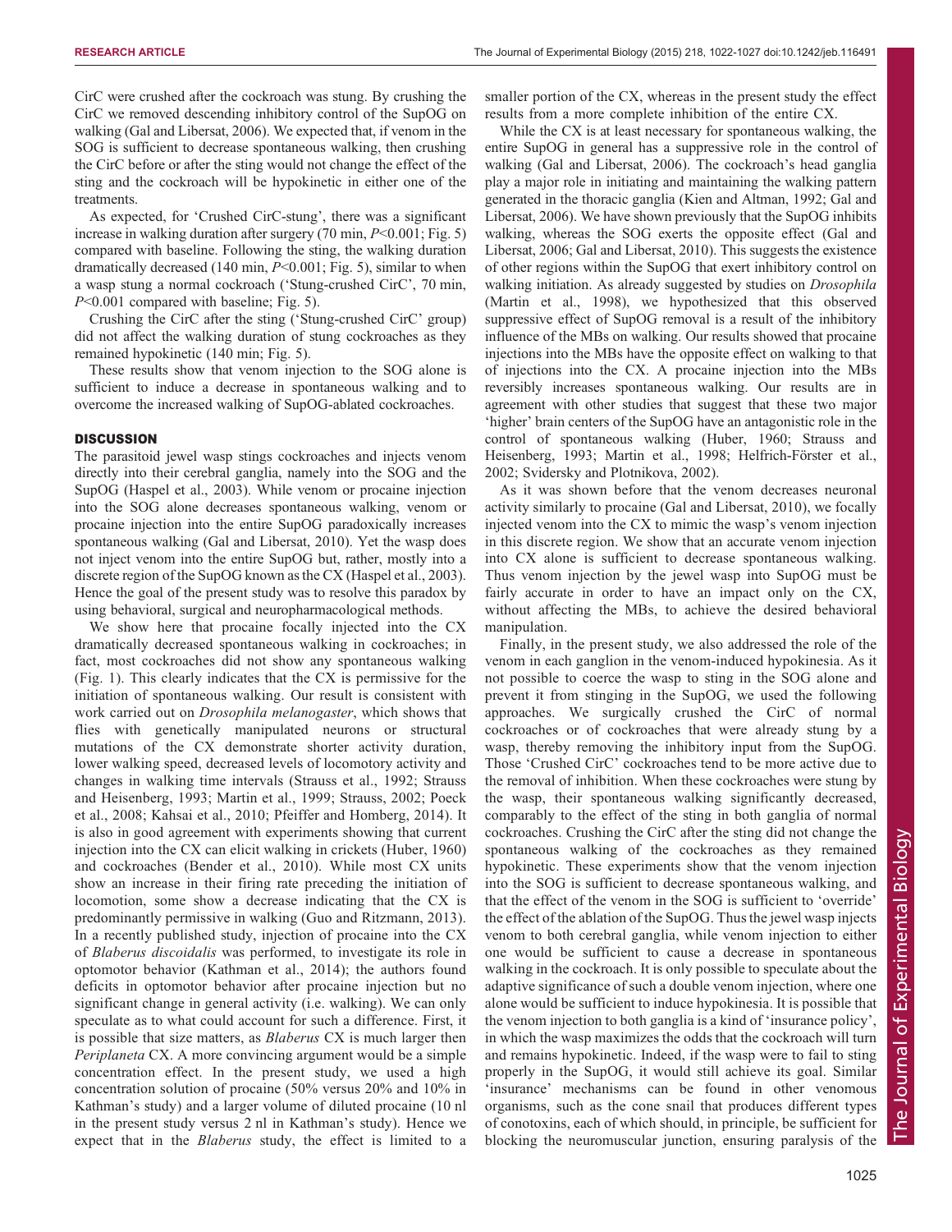CirC were crushed after the cockroach was stung. By crushing the CirC we removed descending inhibitory control of the SupOG on walking (Gal and Libersat, 2006). We expected that, if venom in the SOG is sufficient to decrease spontaneous walking, then crushing the CirC before or after the sting would not change the effect of the sting and the cockroach will be hypokinetic in either one of the treatments.

As expected, for 'Crushed CirC-stung', there was a significant increase in walking duration after surgery (70 min, $P<0.001$; Fig. 5) compared with baseline. Following the sting, the walking duration dramatically decreased (140 min, $P<0.001$; Fig. 5), similar to when a wasp stung a normal cockroach ('Stung-crushed CirC', 70 min, $P<0.001$ compared with baseline; Fig. 5).

Crushing the CirC after the sting ('Stung-crushed CirC' group) did not affect the walking duration of stung cockroaches as they remained hypokinetic (140 min; Fig. 5).

These results show that venom injection to the SOG alone is sufficient to induce a decrease in spontaneous walking and to overcome the increased walking of SupOG-ablated cockroaches.

## DISCUSSION

The parasitoid jewel wasp stings cockroaches and injects venom directly into their cerebral ganglia, namely into the SOG and the SupOG (Haspel et al., 2003). While venom or procaine injection into the SOG alone decreases spontaneous walking, venom or procaine injection into the entire SupOG paradoxically increases spontaneous walking (Gal and Libersat, 2010). Yet the wasp does not inject venom into the entire SupOG but, rather, mostly into a discrete region of the SupOG known as the CX (Haspel et al., 2003). Hence the goal of the present study was to resolve this paradox by using behavioral, surgical and neuropharmacological methods.

We show here that procaine focally injected into the CX dramatically decreased spontaneous walking in cockroaches; in fact, most cockroaches did not show any spontaneous walking (Fig. 1). This clearly indicates that the CX is permissive for the initiation of spontaneous walking. Our result is consistent with work carried out on *Drosophila melanogaster*, which shows that flies with genetically manipulated neurons or structural mutations of the CX demonstrate shorter activity duration, lower walking speed, decreased levels of locomotory activity and changes in walking time intervals (Strauss et al., 1992; Strauss and Heisenberg, 1993; Martin et al., 1999; Strauss, 2002; Poeck et al., 2008; Kahsai et al., 2010; Pfeiffer and Homberg, 2014). It is also in good agreement with experiments showing that current injection into the CX can elicit walking in crickets (Huber, 1960) and cockroaches (Bender et al., 2010). While most CX units show an increase in their firing rate preceding the initiation of locomotion, some show a decrease indicating that the CX is predominantly permissive in walking (Guo and Ritzmann, 2013). In a recently published study, injection of procaine into the CX of *Blaberus discoidalis* was performed, to investigate its role in optomotor behavior (Kathman et al., 2014); the authors found deficits in optomotor behavior after procaine injection but no significant change in general activity (i.e. walking). We can only speculate as to what could account for such a difference. First, it is possible that size matters, as *Blaberus* CX is much larger then *Periplaneta* CX. A more convincing argument would be a simple concentration effect. In the present study, we used a high concentration solution of procaine (50% versus 20% and 10% in Kathman's study) and a larger volume of diluted procaine (10 nl in the present study versus 2 nl in Kathman's study). Hence we expect that in the *Blaberus* study, the effect is limited to a smaller portion of the CX, whereas in the present study the effect results from a more complete inhibition of the entire CX.

While the CX is at least necessary for spontaneous walking, the entire SupOG in general has a suppressive role in the control of walking (Gal and Libersat, 2006). The cockroach's head ganglia play a major role in initiating and maintaining the walking pattern generated in the thoracic ganglia (Kien and Altman, 1992; Gal and Libersat, 2006). We have shown previously that the SupOG inhibits walking, whereas the SOG exerts the opposite effect (Gal and Libersat, 2006; Gal and Libersat, 2010). This suggests the existence of other regions within the SupOG that exert inhibitory control on walking initiation. As already suggested by studies on *Drosophila* (Martin et al., 1998), we hypothesized that this observed suppressive effect of SupOG removal is a result of the inhibitory influence of the MBs on walking. Our results showed that procaine injections into the MBs have the opposite effect on walking to that of injections into the CX. A procaine injection into the MBs reversibly increases spontaneous walking. Our results are in agreement with other studies that suggest that these two major 'higher' brain centers of the SupOG have an antagonistic role in the control of spontaneous walking (Huber, 1960; Strauss and Heisenberg, 1993; Martin et al., 1998; Helfrich-Förster et al., 2002; Sviderskу and Plotnikova, 2002).

As it was shown before that the venom decreases neuronal activity similarly to procaine (Gal and Libersat, 2010), we focally injected venom into the CX to mimic the wasp's venom injection in this discrete region. We show that an accurate venom injection into CX alone is sufficient to decrease spontaneous walking. Thus venom injection by the jewel wasp into SupOG must be fairly accurate in order to have an impact only on the CX, without affecting the MBs, to achieve the desired behavioral manipulation.

Finally, in the present study, we also addressed the role of the venom in each ganglion in the venom-induced hypokinesia. As it not possible to coerce the wasp to sting in the SOG alone and prevent it from stinging in the SupOG, we used the following approaches. We surgically crushed the CirC of normal cockroaches or of cockroaches that were already stung by a wasp, thereby removing the inhibitory input from the SupOG. Those 'Crushed CirC' cockroaches tend to be more active due to the removal of inhibition. When these cockroaches were stung by the wasp, their spontaneous walking significantly decreased, comparably to the effect of the sting in both ganglia of normal cockroaches. Crushing the CirC after the sting did not change the spontaneous walking of the cockroaches as they remained hypokinetic. These experiments show that the venom injection into the SOG is sufficient to decrease spontaneous walking, and that the effect of the venom in the SOG is sufficient to 'override' the effect of the ablation of the SupOG. Thus the jewel wasp injects venom to both cerebral ganglia, while venom injection to either one would be sufficient to cause a decrease in spontaneous walking in the cockroach. It is only possible to speculate about the adaptive significance of such a double venom injection, where one alone would be sufficient to induce hypokinesia. It is possible that the venom injection to both ganglia is a kind of 'insurance policy', in which the wasp maximizes the odds that the cockroach will turn and remains hypokinetic. Indeed, if the wasp were to fail to sting properly in the SupOG, it would still achieve its goal. Similar 'insurance' mechanisms can be found in other venomous organisms, such as the cone snail that produces different types of conotoxins, each of which should, in principle, be sufficient for blocking the neuromuscular junction, ensuring paralysis of the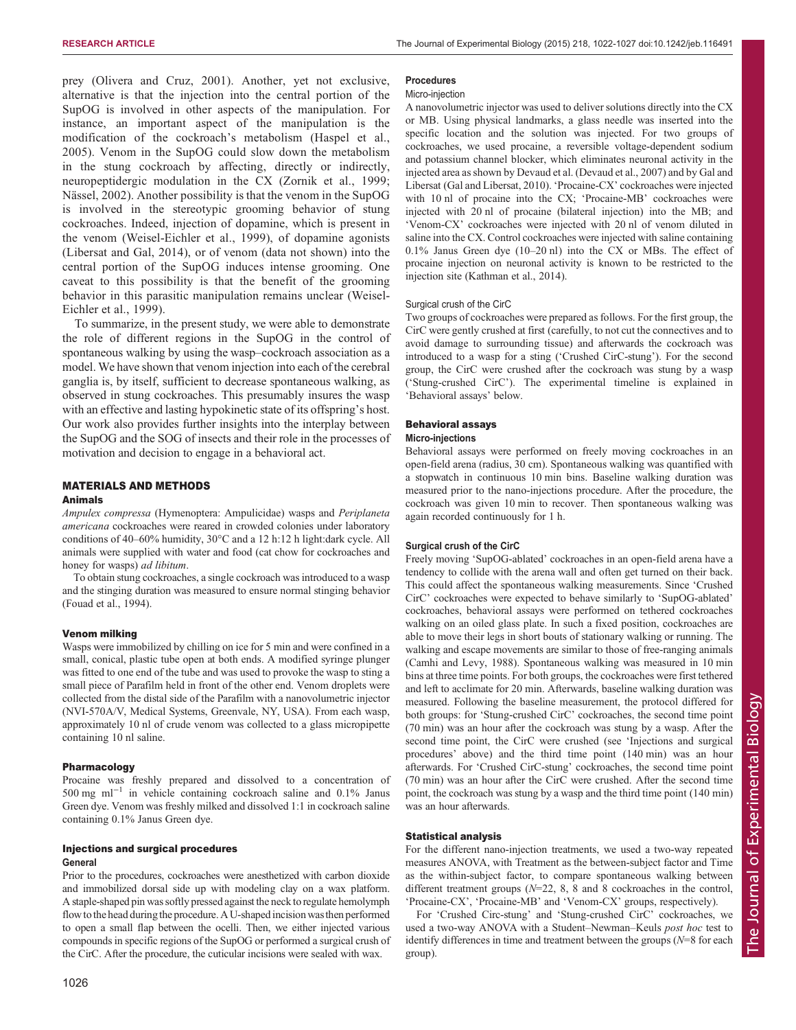prey (Olivera and Cruz, 2001). Another, yet not exclusive, alternative is that the injection into the central portion of the SupOG is involved in other aspects of the manipulation. For instance, an important aspect of the manipulation is the modification of the cockroach's metabolism (Haspel et al., 2005). Venom in the SupOG could slow down the metabolism in the stung cockroach by affecting, directly or indirectly, neuropeptidergic modulation in the CX (Zornik et al., 1999; Nässel, 2002). Another possibility is that the venom in the SupOG is involved in the stereotypic grooming behavior of stung cockroaches. Indeed, injection of dopamine, which is present in the venom (Weisel-Eichler et al., 1999), of dopamine agonists (Libersat and Gal, 2014), or of venom (data not shown) into the central portion of the SupOG induces intense grooming. One caveat to this possibility is that the benefit of the grooming behavior in this parasitic manipulation remains unclear (Weisel-Eichler et al., 1999).

To summarize, in the present study, we were able to demonstrate the role of different regions in the SupOG in the control of spontaneous walking by using the wasp–cockroach association as a model. We have shown that venom injection into each of the cerebral ganglia is, by itself, sufficient to decrease spontaneous walking, as observed in stung cockroaches. This presumably insures the wasp with an effective and lasting hypokinetic state of its offspring's host. Our work also provides further insights into the interplay between the SupOG and the SOG of insects and their role in the processes of motivation and decision to engage in a behavioral act.

## MATERIALS AND METHODS

### Animals

*Ampulex compressa* (Hymenoptera: Ampulicidae) wasps and *Periplaneta americana* cockroaches were reared in crowded colonies under laboratory conditions of 40–60% humidity, 30°C and a 12 h:12 h light:dark cycle. All animals were supplied with water and food (cat chow for cockroaches and honey for wasps) *ad libitum*.

To obtain stung cockroaches, a single cockroach was introduced to a wasp and the stinging duration was measured to ensure normal stinging behavior (Fouad et al., 1994).

### Venom milking

Wasps were immobilized by chilling on ice for 5 min and were confined in a small, conical, plastic tube open at both ends. A modified syringe plunger was fitted to one end of the tube and was used to provoke the wasp to sting a small piece of Parafilm held in front of the other end. Venom droplets were collected from the distal side of the Parafilm with a nanovolumetric injector (NVI-570A/V, Medical Systems, Greenvale, NY, USA). From each wasp, approximately 10 nl of crude venom was collected to a glass micropipette containing 10 nl saline.

### Pharmacology

Procaine was freshly prepared and dissolved to a concentration of 500 mg ml$^{-1}$ in vehicle containing cockroach saline and 0.1% Janus Green dye. Venom was freshly milked and dissolved 1:1 in cockroach saline containing 0.1% Janus Green dye.

### Injections and surgical procedures

#### General

Prior to the procedures, cockroaches were anesthetized with carbon dioxide and immobilized dorsal side up with modeling clay on a wax platform. A staple-shaped pin was softly pressed against the neck to regulate hemolymph flow to the head during the procedure. A U-shaped incision was then performed to open a small flap between the ocelli. Then, we either injected various compounds in specific regions of the SupOG or performed a surgical crush of the CirC. After the procedure, the cuticular incisions were sealed with wax.

### Procedures

#### Micro-injection

A nanovolumetric injector was used to deliver solutions directly into the CX or MB. Using physical landmarks, a glass needle was inserted into the specific location and the solution was injected. For two groups of cockroaches, we used procaine, a reversible voltage-dependent sodium and potassium channel blocker, which eliminates neuronal activity in the injected area as shown by Devaud et al. (Devaud et al., 2007) and by Gal and Libersat (Gal and Libersat, 2010). 'Procaine-CX' cockroaches were injected with 10 nl of procaine into the CX; 'Procaine-MB' cockroaches were injected with 20 nl of procaine (bilateral injection) into the MB; and 'Venom-CX' cockroaches were injected with 20 nl of venom diluted in saline into the CX. Control cockroaches were injected with saline containing 0.1% Janus Green dye (10–20 nl) into the CX or MBs. The effect of procaine injection on neuronal activity is known to be restricted to the injection site (Kathman et al., 2014).

#### Surgical crush of the CirC

Two groups of cockroaches were prepared as follows. For the first group, the CirC were gently crushed at first (carefully, to not cut the connectives and to avoid damage to surrounding tissue) and afterwards the cockroach was introduced to a wasp for a sting ('Crushed CirC-stung'). For the second group, the CirC were crushed after the cockroach was stung by a wasp ('Stung-crushed CirC'). The experimental timeline is explained in 'Behavioral assays' below.

### Behavioral assays

#### Micro-injections

Behavioral assays were performed on freely moving cockroaches in an open-field arena (radius, 30 cm). Spontaneous walking was quantified with a stopwatch in continuous 10 min bins. Baseline walking duration was measured prior to the nano-injections procedure. After the procedure, the cockroach was given 10 min to recover. Then spontaneous walking was again recorded continuously for 1 h.

#### Surgical crush of the CirC

Freely moving 'SupOG-ablated' cockroaches in an open-field arena have a tendency to collide with the arena wall and often get turned on their back. This could affect the spontaneous walking measurements. Since 'Crushed CirC' cockroaches were expected to behave similarly to 'SupOG-ablated' cockroaches, behavioral assays were performed on tethered cockroaches walking on an oiled glass plate. In such a fixed position, cockroaches are able to move their legs in short bouts of stationary walking or running. The walking and escape movements are similar to those of free-ranging animals (Camhi and Levy, 1988). Spontaneous walking was measured in 10 min bins at three time points. For both groups, the cockroaches were first tethered and left to acclimate for 20 min. Afterwards, baseline walking duration was measured. Following the baseline measurement, the protocol differed for both groups: for 'Stung-crushed CirC' cockroaches, the second time point (70 min) was an hour after the cockroach was stung by a wasp. After the second time point, the CirC were crushed (see 'Injections and surgical procedures' above) and the third time point (140 min) was an hour afterwards. For 'Crushed CirC-stung' cockroaches, the second time point (70 min) was an hour after the CirC were crushed. After the second time point, the cockroach was stung by a wasp and the third time point (140 min) was an hour afterwards.

### Statistical analysis

For the different nano-injection treatments, we used a two-way repeated measures ANOVA, with Treatment as the between-subject factor and Time as the within-subject factor, to compare spontaneous walking between different treatment groups ($N$=22, 8, 8 and 8 cockroaches in the control, 'Procaine-CX', 'Procaine-MB' and 'Venom-CX' groups, respectively).

For 'Crushed Circ-stung' and 'Stung-crushed CirC' cockroaches, we used a two-way ANOVA with a Student–Newman–Keuls *post hoc* test to identify differences in time and treatment between the groups ($N$=8 for each group).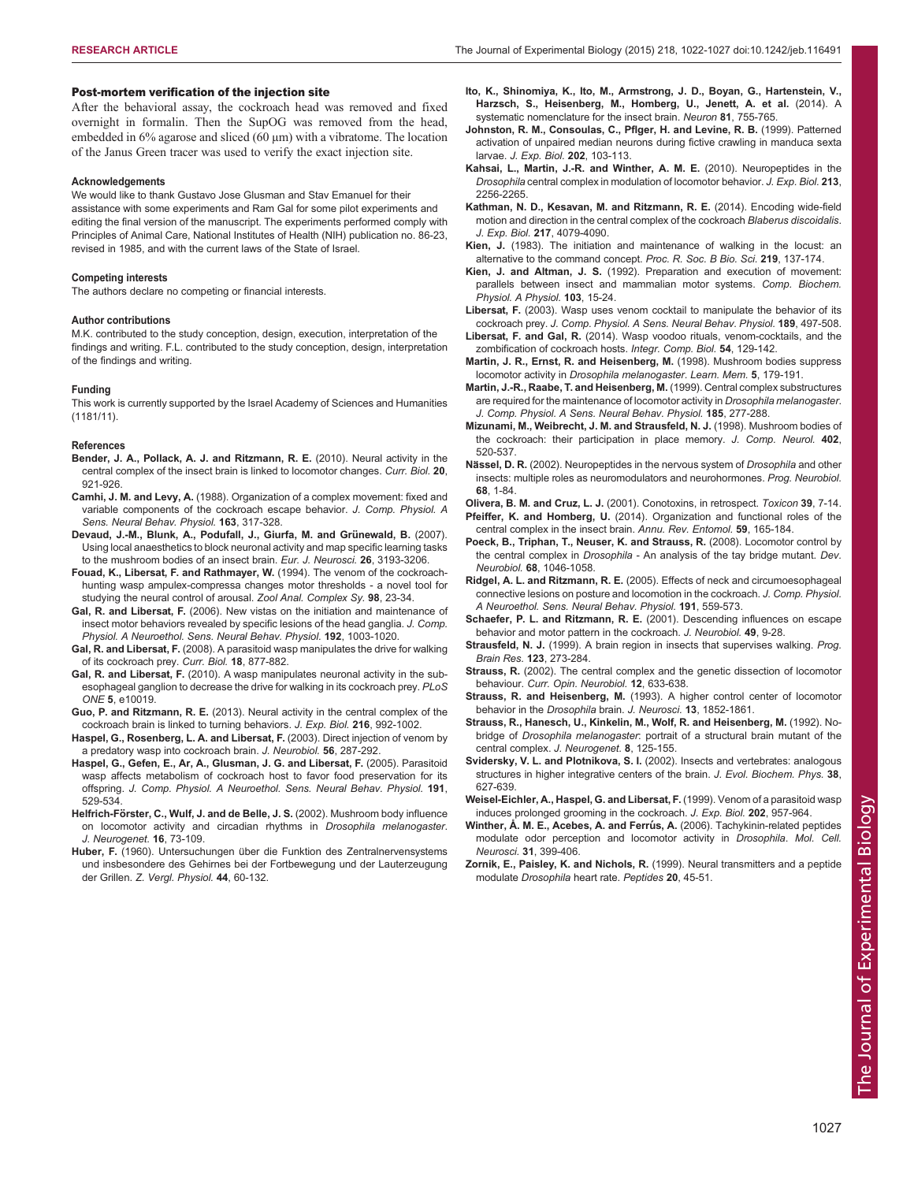#### Post-mortem verification of the injection site

After the behavioral assay, the cockroach head was removed and fixed overnight in formalin. Then the SupOG was removed from the head, embedded in 6% agarose and sliced (60 µm) with a vibratome. The location of the Janus Green tracer was used to verify the exact injection site.

#### Acknowledgements

We would like to thank Gustavo Jose Glusman and Stav Emanuel for their assistance with some experiments and Ram Gal for some pilot experiments and editing the final version of the manuscript. The experiments performed comply with Principles of Animal Care, National Institutes of Health (NIH) publication no. 86-23, revised in 1985, and with the current laws of the State of Israel.

#### Competing interests

The authors declare no competing or financial interests.

#### Author contributions

M.K. contributed to the study conception, design, execution, interpretation of the findings and writing. F.L. contributed to the study conception, design, interpretation of the findings and writing.

#### Funding

This work is currently supported by the Israel Academy of Sciences and Humanities (1181/11).

#### References

**Bender, J. A., Pollack, A. J. and Ritzmann, R. E.** (2010). Neural activity in the central complex of the insect brain is linked to locomotor changes. *Curr. Biol.* **20**, 921-926.

**Camhi, J. M. and Levy, A.** (1988). Organization of a complex movement: fixed and variable components of the cockroach escape behavior. *J. Comp. Physiol. A Sens. Neural Behav. Physiol.* **163**, 317-328.

**Devaud, J.-M., Blunk, A., Podufall, J., Giurfa, M. and Grünewald, B.** (2007). Using local anaesthetics to block neuronal activity and map specific learning tasks to the mushroom bodies of an insect brain. *Eur. J. Neurosci.* **26**, 3193-3206.

**Fouad, K., Libersat, F. and Rathmayer, W.** (1994). The venom of the cockroach-hunting wasp ampulex-compressa changes motor thresholds - a novel tool for studying the neural control of arousal. *Zool Anal. Complex Sy.* **98**, 23-34.

**Gal, R. and Libersat, F.** (2006). New vistas on the initiation and maintenance of insect motor behaviors revealed by specific lesions of the head ganglia. *J. Comp. Physiol. A Neuroethol. Sens. Neural Behav. Physiol.* **192**, 1003-1020.

**Gal, R. and Libersat, F.** (2008). A parasitoid wasp manipulates the drive for walking of its cockroach prey. *Curr. Biol.* **18**, 877-882.

**Gal, R. and Libersat, F.** (2010). A wasp manipulates neuronal activity in the sub-esophageal ganglion to decrease the drive for walking in its cockroach prey. *PLoS ONE* **5**, e10019.

**Guo, P. and Ritzmann, R. E.** (2013). Neural activity in the central complex of the cockroach brain is linked to turning behaviors. *J. Exp. Biol.* **216**, 992-1002.

**Haspel, G., Rosenberg, L. A. and Libersat, F.** (2003). Direct injection of venom by a predatory wasp into cockroach brain. *J. Neurobiol.* **56**, 287-292.

**Haspel, G., Gefen, E., Ar, A., Glusman, J. G. and Libersat, F.** (2005). Parasitoid wasp affects metabolism of cockroach host to favor food preservation for its offspring. *J. Comp. Physiol. A Neuroethol. Sens. Neural Behav. Physiol.* **191**, 529-534.

**Helfrich-Förster, C., Wulf, J. and de Belle, J. S.** (2002). Mushroom body influence on locomotor activity and circadian rhythms in *Drosophila melanogaster*. *J. Neurogenet.* **16**, 73-109.

**Huber, F.** (1960). Untersuchungen über die Funktion des Zentralnervensystems und insbesondere des Gehirnes bei der Fortbewegung und der Lauterzeugung der Grillen. *Z. Vergl. Physiol.* **44**, 60-132.

**Ito, K., Shinomiya, K., Ito, M., Armstrong, J. D., Boyan, G., Hartenstein, V., Harzsch, S., Heisenberg, M., Homberg, U., Jenett, A. et al.** (2014). A systematic nomenclature for the insect brain. *Neuron* **81**, 755-765.

**Johnston, R. M., Consoulas, C., Pflger, H. and Levine, R. B.** (1999). Patterned activation of unpaired median neurons during fictive crawling in manduca sexta larvae. *J. Exp. Biol.* **202**, 103-113.

**Kahsai, L., Martin, J.-R. and Winther, A. M. E.** (2010). Neuropeptides in the *Drosophila* central complex in modulation of locomotor behavior. *J. Exp. Biol.* **213**, 2256-2265.

**Kathman, N. D., Kesavan, M. and Ritzmann, R. E.** (2014). Encoding wide-field motion and direction in the central complex of the cockroach *Blaberus discoidalis*. *J. Exp. Biol.* **217**, 4079-4090.

**Kien, J.** (1983). The initiation and maintenance of walking in the locust: an alternative to the command concept. *Proc. R. Soc. B Bio. Sci.* **219**, 137-174.

**Kien, J. and Altman, J. S.** (1992). Preparation and execution of movement: parallels between insect and mammalian motor systems. *Comp. Biochem. Physiol. A Physiol.* **103**, 15-24.

**Libersat, F.** (2003). Wasp uses venom cocktail to manipulate the behavior of its cockroach prey. *J. Comp. Physiol. A Sens. Neural Behav. Physiol.* **189**, 497-508.

**Libersat, F. and Gal, R.** (2014). Wasp voodoo rituals, venom-cocktails, and the zombification of cockroach hosts. *Integr. Comp. Biol.* **54**, 129-142.

**Martin, J. R., Ernst, R. and Heisenberg, M.** (1998). Mushroom bodies suppress locomotor activity in *Drosophila melanogaster*. *Learn. Mem.* **5**, 179-191.

**Martin, J.-R., Raabe, T. and Heisenberg, M.** (1999). Central complex substructures are required for the maintenance of locomotor activity in *Drosophila melanogaster*. *J. Comp. Physiol. A Sens. Neural Behav. Physiol.* **185**, 277-288.

**Mizunami, M., Weibrecht, J. M. and Strausfeld, N. J.** (1998). Mushroom bodies of the cockroach: their participation in place memory. *J. Comp. Neurol.* **402**, 520-537.

**Nässel, D. R.** (2002). Neuropeptides in the nervous system of *Drosophila* and other insects: multiple roles as neuromodulators and neurohormones. *Prog. Neurobiol.* **68**, 1-84.

**Olivera, B. M. and Cruz, L. J.** (2001). Conotoxins, in retrospect. *Toxicon* **39**, 7-14.

**Pfeiffer, K. and Homberg, U.** (2014). Organization and functional roles of the central complex in the insect brain. *Annu. Rev. Entomol.* **59**, 165-184.

**Poeck, B., Triphan, T., Neuser, K. and Strauss, R.** (2008). Locomotor control by the central complex in *Drosophila* - An analysis of the tay bridge mutant. *Dev. Neurobiol.* **68**, 1046-1058.

**Ridgel, A. L. and Ritzmann, R. E.** (2005). Effects of neck and circumoesophageal connective lesions on posture and locomotion in the cockroach. *J. Comp. Physiol. A Neuroethol. Sens. Neural Behav. Physiol.* **191**, 559-573.

**Schaefer, P. L. and Ritzmann, R. E.** (2001). Descending influences on escape behavior and motor pattern in the cockroach. *J. Neurobiol.* **49**, 9-28.

**Strausfeld, N. J.** (1999). A brain region in insects that supervises walking. *Prog. Brain Res.* **123**, 273-284.

**Strauss, R.** (2002). The central complex and the genetic dissection of locomotor behaviour. *Curr. Opin. Neurobiol.* **12**, 633-638.

**Strauss, R. and Heisenberg, M.** (1993). A higher control center of locomotor behavior in the *Drosophila* brain. *J. Neurosci.* **13**, 1852-1861.

**Strauss, R., Hanesch, U., Kinkelin, M., Wolf, R. and Heisenberg, M.** (1992). No-bridge of *Drosophila melanogaster*: portrait of a structural brain mutant of the central complex. *J. Neurogenet.* **8**, 125-155.

**Svidersky, V. L. and Plotnikova, S. I.** (2002). Insects and vertebrates: analogous structures in higher integrative centers of the brain. *J. Evol. Biochem. Phys.* **38**, 627-639.

**Weisel-Eichler, A., Haspel, G. and Libersat, F.** (1999). Venom of a parasitoid wasp induces prolonged grooming in the cockroach. *J. Exp. Biol.* **202**, 957-964.

**Winther, Å. M. E., Acebes, A. and Ferrús, A.** (2006). Tachykinin-related peptides modulate odor perception and locomotor activity in *Drosophila*. *Mol. Cell. Neurosci.* **31**, 399-406.

**Zornik, E., Paisley, K. and Nichols, R.** (1999). Neural transmitters and a peptide modulate *Drosophila* heart rate. *Peptides* **20**, 45-51.